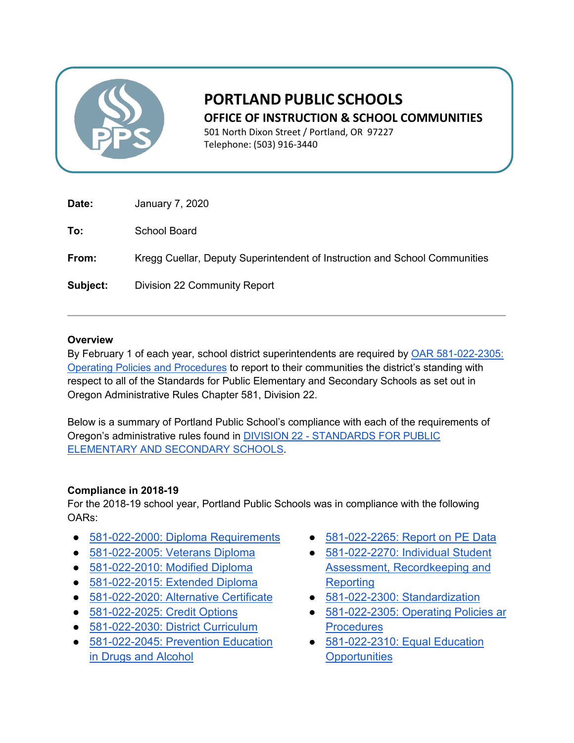# PORTLAND PUBLIC SCHOOLS

## OFFICE OF INSTRUCTION & SCHOOL COMMUNITIES

501 North Dixon Street / Portland, OR 97227
Telephone: (503) 916-3440

**Date:** January 7, 2020

**To:** School Board

**From:** Kregg Cuellar, Deputy Superintendent of Instruction and School Communities

**Subject:** Division 22 Community Report

---

**Overview**

By February 1 of each year, school district superintendents are required by OAR 581-022-2305: Operating Policies and Procedures to report to their communities the district's standing with respect to all of the Standards for Public Elementary and Secondary Schools as set out in Oregon Administrative Rules Chapter 581, Division 22.

Below is a summary of Portland Public School's compliance with each of the requirements of Oregon's administrative rules found in DIVISION 22 - STANDARDS FOR PUBLIC ELEMENTARY AND SECONDARY SCHOOLS.

**Compliance in 2018-19**

For the 2018-19 school year, Portland Public Schools was in compliance with the following OARs:

- 581-022-2000: Diploma Requirements
- 581-022-2005: Veterans Diploma
- 581-022-2010: Modified Diploma
- 581-022-2015: Extended Diploma
- 581-022-2020: Alternative Certificate
- 581-022-2025: Credit Options
- 581-022-2030: District Curriculum
- 581-022-2045: Prevention Education in Drugs and Alcohol
- 581-022-2265: Report on PE Data
- 581-022-2270: Individual Student Assessment, Recordkeeping and Reporting
- 581-022-2300: Standardization
- 581-022-2305: Operating Policies ar Procedures
- 581-022-2310: Equal Education Opportunities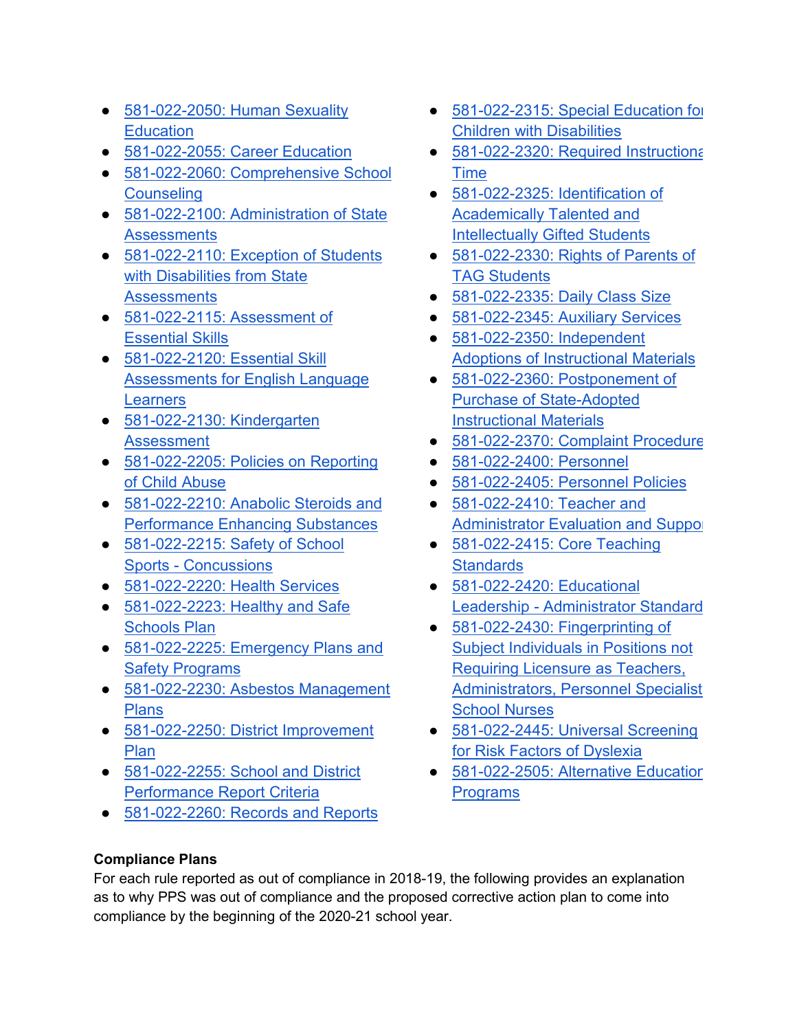- 581-022-2050: Human Sexuality Education
- 581-022-2055: Career Education
- 581-022-2060: Comprehensive School Counseling
- 581-022-2100: Administration of State Assessments
- 581-022-2110: Exception of Students with Disabilities from State Assessments
- 581-022-2115: Assessment of Essential Skills
- 581-022-2120: Essential Skill Assessments for English Language Learners
- 581-022-2130: Kindergarten Assessment
- 581-022-2205: Policies on Reporting of Child Abuse
- 581-022-2210: Anabolic Steroids and Performance Enhancing Substances
- 581-022-2215: Safety of School Sports - Concussions
- 581-022-2220: Health Services
- 581-022-2223: Healthy and Safe Schools Plan
- 581-022-2225: Emergency Plans and Safety Programs
- 581-022-2230: Asbestos Management Plans
- 581-022-2250: District Improvement Plan
- 581-022-2255: School and District Performance Report Criteria
- 581-022-2260: Records and Reports
- 581-022-2315: Special Education for Children with Disabilities
- 581-022-2320: Required Instructional Time
- 581-022-2325: Identification of Academically Talented and Intellectually Gifted Students
- 581-022-2330: Rights of Parents of TAG Students
- 581-022-2335: Daily Class Size
- 581-022-2345: Auxiliary Services
- 581-022-2350: Independent Adoptions of Instructional Materials
- 581-022-2360: Postponement of Purchase of State-Adopted Instructional Materials
- 581-022-2370: Complaint Procedure
- 581-022-2400: Personnel
- 581-022-2405: Personnel Policies
- 581-022-2410: Teacher and Administrator Evaluation and Support
- 581-022-2415: Core Teaching Standards
- 581-022-2420: Educational Leadership - Administrator Standards
- 581-022-2430: Fingerprinting of Subject Individuals in Positions not Requiring Licensure as Teachers, Administrators, Personnel Specialists, School Nurses
- 581-022-2445: Universal Screening for Risk Factors of Dyslexia
- 581-022-2505: Alternative Education Programs

**Compliance Plans**

For each rule reported as out of compliance in 2018-19, the following provides an explanation as to why PPS was out of compliance and the proposed corrective action plan to come into compliance by the beginning of the 2020-21 school year.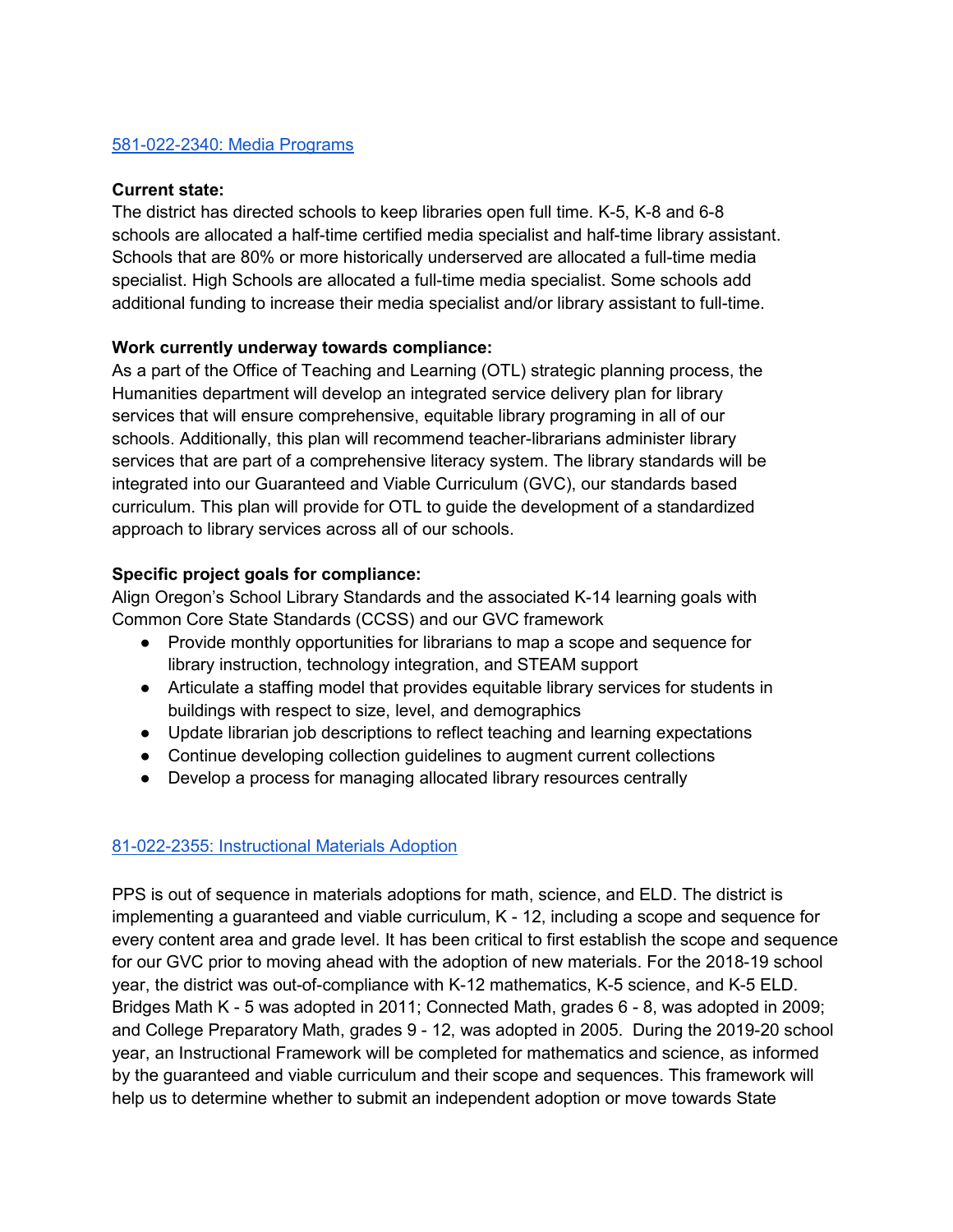[581-022-2340: Media Programs]()

**Current state:**
The district has directed schools to keep libraries open full time. K-5, K-8 and 6-8 schools are allocated a half-time certified media specialist and half-time library assistant. Schools that are 80% or more historically underserved are allocated a full-time media specialist. High Schools are allocated a full-time media specialist. Some schools add additional funding to increase their media specialist and/or library assistant to full-time.

**Work currently underway towards compliance:**
As a part of the Office of Teaching and Learning (OTL) strategic planning process, the Humanities department will develop an integrated service delivery plan for library services that will ensure comprehensive, equitable library programing in all of our schools. Additionally, this plan will recommend teacher-librarians administer library services that are part of a comprehensive literacy system. The library standards will be integrated into our Guaranteed and Viable Curriculum (GVC), our standards based curriculum. This plan will provide for OTL to guide the development of a standardized approach to library services across all of our schools.

**Specific project goals for compliance:**
Align Oregon's School Library Standards and the associated K-14 learning goals with Common Core State Standards (CCSS) and our GVC framework

- Provide monthly opportunities for librarians to map a scope and sequence for library instruction, technology integration, and STEAM support
- Articulate a staffing model that provides equitable library services for students in buildings with respect to size, level, and demographics
- Update librarian job descriptions to reflect teaching and learning expectations
- Continue developing collection guidelines to augment current collections
- Develop a process for managing allocated library resources centrally

[81-022-2355: Instructional Materials Adoption]()

PPS is out of sequence in materials adoptions for math, science, and ELD. The district is implementing a guaranteed and viable curriculum, K - 12, including a scope and sequence for every content area and grade level. It has been critical to first establish the scope and sequence for our GVC prior to moving ahead with the adoption of new materials. For the 2018-19 school year, the district was out-of-compliance with K-12 mathematics, K-5 science, and K-5 ELD. Bridges Math K - 5 was adopted in 2011; Connected Math, grades 6 - 8, was adopted in 2009; and College Preparatory Math, grades 9 - 12, was adopted in 2005. During the 2019-20 school year, an Instructional Framework will be completed for mathematics and science, as informed by the guaranteed and viable curriculum and their scope and sequences. This framework will help us to determine whether to submit an independent adoption or move towards State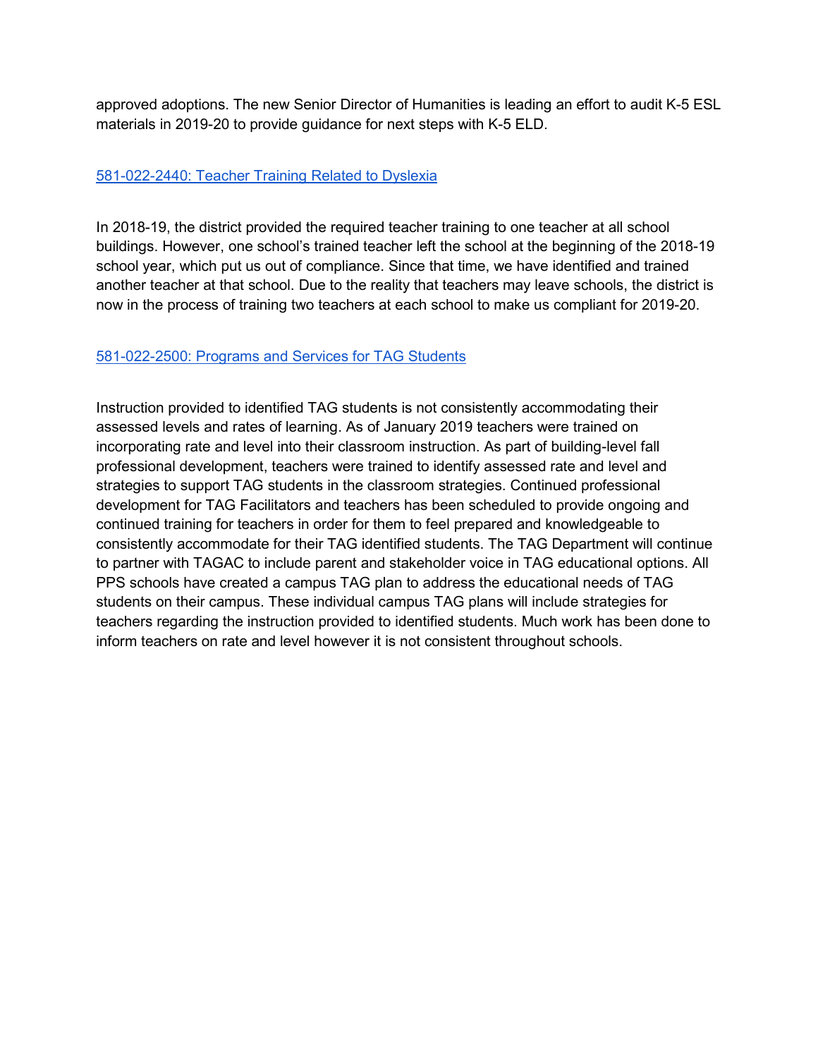approved adoptions. The new Senior Director of Humanities is leading an effort to audit K-5 ESL materials in 2019-20 to provide guidance for next steps with K-5 ELD.

## 581-022-2440: Teacher Training Related to Dyslexia

In 2018-19, the district provided the required teacher training to one teacher at all school buildings. However, one school's trained teacher left the school at the beginning of the 2018-19 school year, which put us out of compliance. Since that time, we have identified and trained another teacher at that school. Due to the reality that teachers may leave schools, the district is now in the process of training two teachers at each school to make us compliant for 2019-20.

## 581-022-2500: Programs and Services for TAG Students

Instruction provided to identified TAG students is not consistently accommodating their assessed levels and rates of learning. As of January 2019 teachers were trained on incorporating rate and level into their classroom instruction. As part of building-level fall professional development, teachers were trained to identify assessed rate and level and strategies to support TAG students in the classroom strategies. Continued professional development for TAG Facilitators and teachers has been scheduled to provide ongoing and continued training for teachers in order for them to feel prepared and knowledgeable to consistently accommodate for their TAG identified students. The TAG Department will continue to partner with TAGAC to include parent and stakeholder voice in TAG educational options. All PPS schools have created a campus TAG plan to address the educational needs of TAG students on their campus. These individual campus TAG plans will include strategies for teachers regarding the instruction provided to identified students. Much work has been done to inform teachers on rate and level however it is not consistent throughout schools.